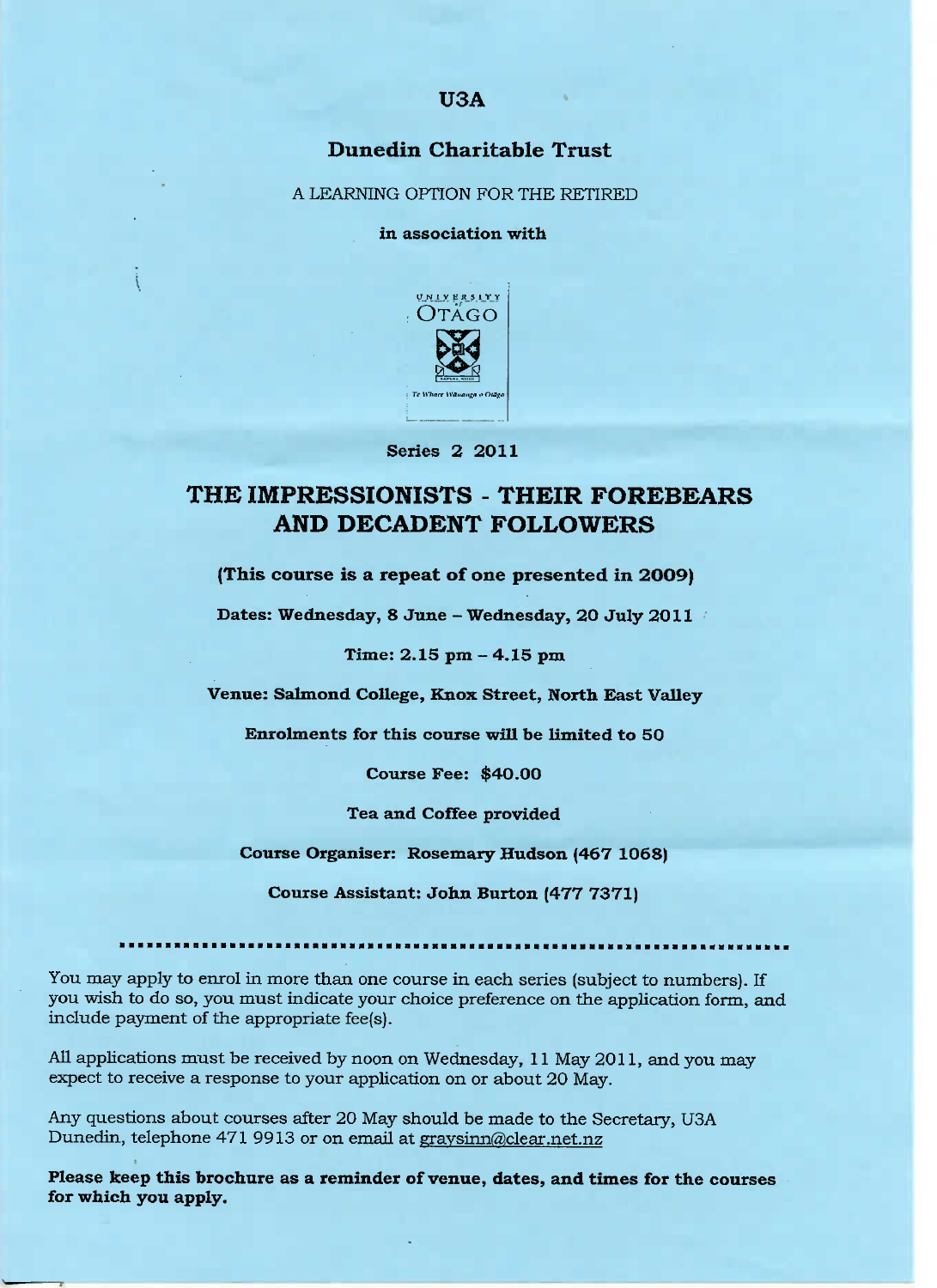# U3A

## Dunedin Charitable Trust

A LEARNING OPTION FOR THE RETIRED

**in association with**

UNIVERSITY of OTAGO

Te Whare Wānanga o Otāgo

**Series 2 2011**

# THE IMPRESSIONISTS - THEIR FOREBEARS AND DECADENT FOLLOWERS

**(This course is a repeat of one presented in 2009)**

**Dates: Wednesday, 8 June – Wednesday, 20 July 2011**

**Time: 2.15 pm – 4.15 pm**

**Venue: Salmond College, Knox Street, North East Valley**

**Enrolments for this course will be limited to 50**

**Course Fee: $40.00**

**Tea and Coffee provided**

**Course Organiser: Rosemary Hudson (467 1068)**

**Course Assistant: John Burton (477 7371)**

---

You may apply to enrol in more than one course in each series (subject to numbers). If you wish to do so, you must indicate your choice preference on the application form, and include payment of the appropriate fee(s).

All applications must be received by noon on Wednesday, 11 May 2011, and you may expect to receive a response to your application on or about 20 May.

Any questions about courses after 20 May should be made to the Secretary, U3A Dunedin, telephone 471 9913 or on email at graysinn@clear.net.nz

**Please keep this brochure as a reminder of venue, dates, and times for the courses for which you apply.**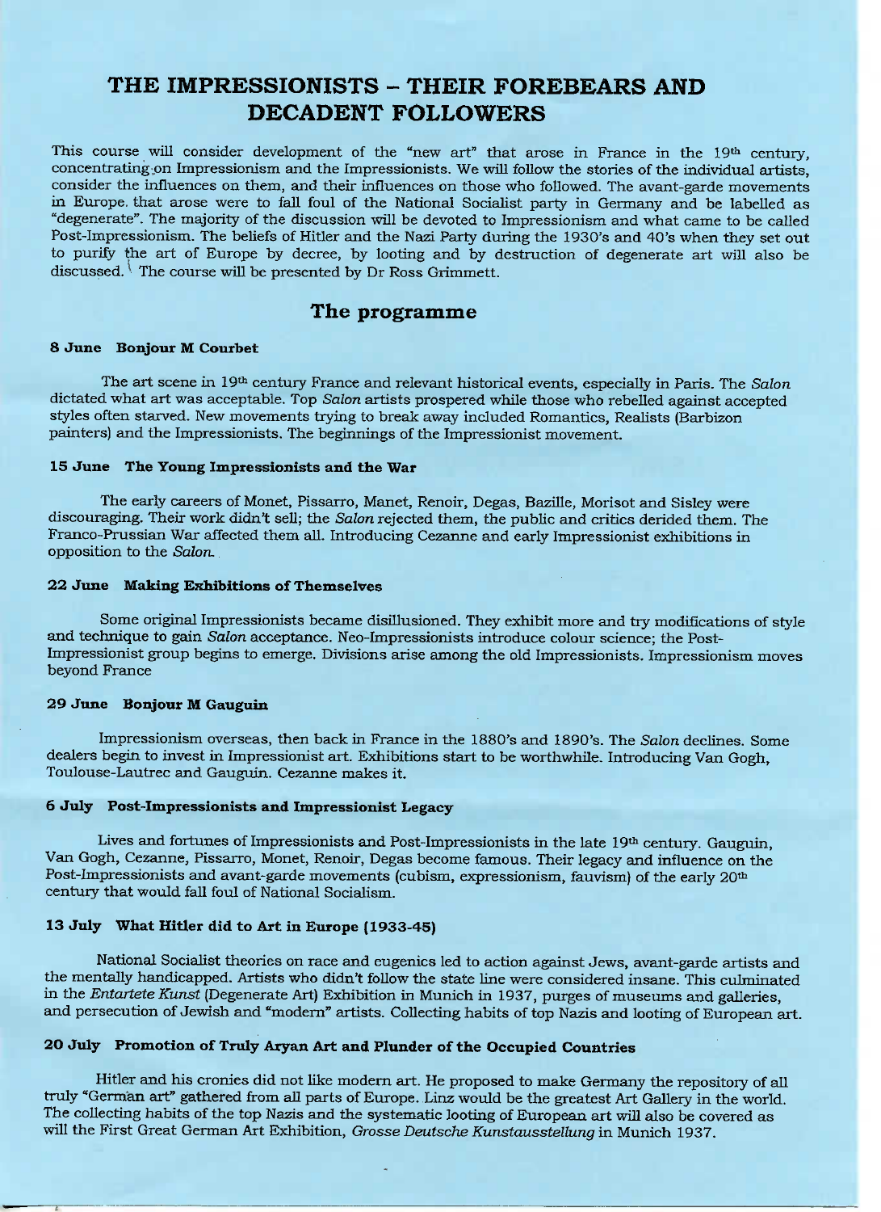# THE IMPRESSIONISTS – THEIR FOREBEARS AND DECADENT FOLLOWERS

This course will consider development of the "new art" that arose in France in the 19th century, concentrating on Impressionism and the Impressionists. We will follow the stories of the individual artists, consider the influences on them, and their influences on those who followed. The avant-garde movements in Europe that arose were to fall foul of the National Socialist party in Germany and be labelled as "degenerate". The majority of the discussion will be devoted to Impressionism and what came to be called Post-Impressionism. The beliefs of Hitler and the Nazi Party during the 1930's and 40's when they set out to purify the art of Europe by decree, by looting and by destruction of degenerate art will also be discussed. The course will be presented by Dr Ross Grimmett.

## The programme

### 8 June Bonjour M Courbet

The art scene in 19th century France and relevant historical events, especially in Paris. The *Salon* dictated what art was acceptable. Top *Salon* artists prospered while those who rebelled against accepted styles often starved. New movements trying to break away included Romantics, Realists (Barbizon painters) and the Impressionists. The beginnings of the Impressionist movement.

### 15 June The Young Impressionists and the War

The early careers of Monet, Pissarro, Manet, Renoir, Degas, Bazille, Morisot and Sisley were discouraging. Their work didn't sell; the *Salon* rejected them, the public and critics derided them. The Franco-Prussian War affected them all. Introducing Cezanne and early Impressionist exhibitions in opposition to the *Salon*.

### 22 June Making Exhibitions of Themselves

Some original Impressionists became disillusioned. They exhibit more and try modifications of style and technique to gain *Salon* acceptance. Neo-Impressionists introduce colour science; the Post-Impressionist group begins to emerge. Divisions arise among the old Impressionists. Impressionism moves beyond France

### 29 June Bonjour M Gauguin

Impressionism overseas, then back in France in the 1880's and 1890's. The *Salon* declines. Some dealers begin to invest in Impressionist art. Exhibitions start to be worthwhile. Introducing Van Gogh, Toulouse-Lautrec and Gauguin. Cezanne makes it.

### 6 July Post-Impressionists and Impressionist Legacy

Lives and fortunes of Impressionists and Post-Impressionists in the late 19th century. Gauguin, Van Gogh, Cezanne, Pissarro, Monet, Renoir, Degas become famous. Their legacy and influence on the Post-Impressionists and avant-garde movements (cubism, expressionism, fauvism) of the early 20th century that would fall foul of National Socialism.

### 13 July What Hitler did to Art in Europe (1933-45)

National Socialist theories on race and eugenics led to action against Jews, avant-garde artists and the mentally handicapped. Artists who didn't follow the state line were considered insane. This culminated in the *Entartete Kunst* (Degenerate Art) Exhibition in Munich in 1937, purges of museums and galleries, and persecution of Jewish and "modern" artists. Collecting habits of top Nazis and looting of European art.

### 20 July Promotion of Truly Aryan Art and Plunder of the Occupied Countries

Hitler and his cronies did not like modern art. He proposed to make Germany the repository of all truly "German art" gathered from all parts of Europe. Linz would be the greatest Art Gallery in the world. The collecting habits of the top Nazis and the systematic looting of European art will also be covered as will the First Great German Art Exhibition, *Grosse Deutsche Kunstausstellung* in Munich 1937.